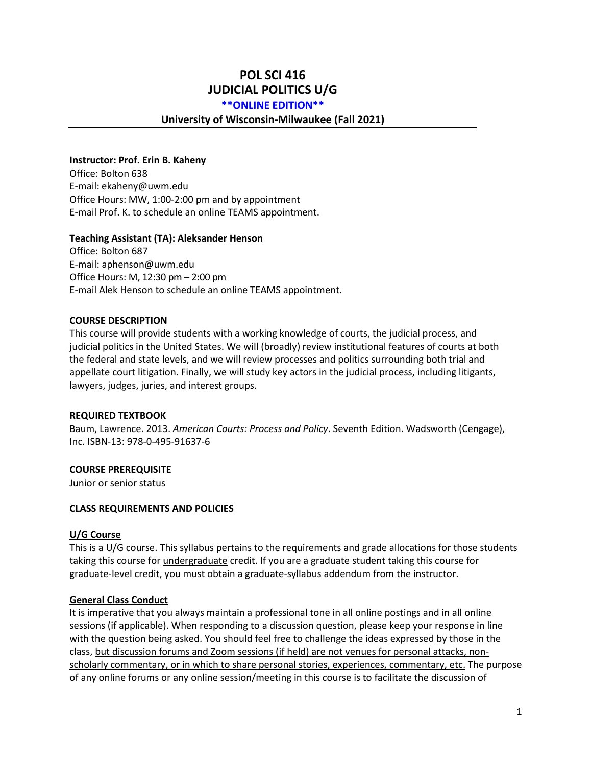# POL SCI 416
# JUDICIAL POLITICS U/G
**\*\*ONLINE EDITION\*\***

**University of Wisconsin-Milwaukee (Fall 2021)**

**Instructor: Prof. Erin B. Kaheny**
Office: Bolton 638
E-mail: ekaheny@uwm.edu
Office Hours: MW, 1:00-2:00 pm and by appointment
E-mail Prof. K. to schedule an online TEAMS appointment.

**Teaching Assistant (TA): Aleksander Henson**
Office: Bolton 687
E-mail: aphenson@uwm.edu
Office Hours: M, 12:30 pm – 2:00 pm
E-mail Alek Henson to schedule an online TEAMS appointment.

**COURSE DESCRIPTION**

This course will provide students with a working knowledge of courts, the judicial process, and judicial politics in the United States. We will (broadly) review institutional features of courts at both the federal and state levels, and we will review processes and politics surrounding both trial and appellate court litigation. Finally, we will study key actors in the judicial process, including litigants, lawyers, judges, juries, and interest groups.

**REQUIRED TEXTBOOK**

Baum, Lawrence. 2013. *American Courts: Process and Policy*. Seventh Edition. Wadsworth (Cengage), Inc. ISBN-13: 978-0-495-91637-6

**COURSE PREREQUISITE**

Junior or senior status

**CLASS REQUIREMENTS AND POLICIES**

**U/G Course**

This is a U/G course. This syllabus pertains to the requirements and grade allocations for those students taking this course for undergraduate credit. If you are a graduate student taking this course for graduate-level credit, you must obtain a graduate-syllabus addendum from the instructor.

**General Class Conduct**

It is imperative that you always maintain a professional tone in all online postings and in all online sessions (if applicable). When responding to a discussion question, please keep your response in line with the question being asked. You should feel free to challenge the ideas expressed by those in the class, but discussion forums and Zoom sessions (if held) are not venues for personal attacks, non-scholarly commentary, or in which to share personal stories, experiences, commentary, etc. The purpose of any online forums or any online session/meeting in this course is to facilitate the discussion of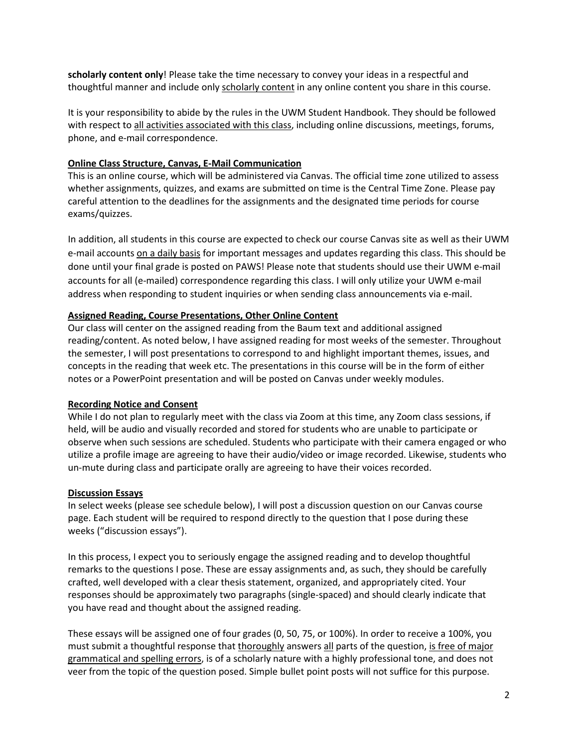**scholarly content only**! Please take the time necessary to convey your ideas in a respectful and thoughtful manner and include only scholarly content in any online content you share in this course.

It is your responsibility to abide by the rules in the UWM Student Handbook. They should be followed with respect to all activities associated with this class, including online discussions, meetings, forums, phone, and e-mail correspondence.

**Online Class Structure, Canvas, E-Mail Communication**

This is an online course, which will be administered via Canvas. The official time zone utilized to assess whether assignments, quizzes, and exams are submitted on time is the Central Time Zone. Please pay careful attention to the deadlines for the assignments and the designated time periods for course exams/quizzes.

In addition, all students in this course are expected to check our course Canvas site as well as their UWM e-mail accounts on a daily basis for important messages and updates regarding this class. This should be done until your final grade is posted on PAWS! Please note that students should use their UWM e-mail accounts for all (e-mailed) correspondence regarding this class. I will only utilize your UWM e-mail address when responding to student inquiries or when sending class announcements via e-mail.

**Assigned Reading, Course Presentations, Other Online Content**

Our class will center on the assigned reading from the Baum text and additional assigned reading/content. As noted below, I have assigned reading for most weeks of the semester. Throughout the semester, I will post presentations to correspond to and highlight important themes, issues, and concepts in the reading that week etc. The presentations in this course will be in the form of either notes or a PowerPoint presentation and will be posted on Canvas under weekly modules.

**Recording Notice and Consent**

While I do not plan to regularly meet with the class via Zoom at this time, any Zoom class sessions, if held, will be audio and visually recorded and stored for students who are unable to participate or observe when such sessions are scheduled. Students who participate with their camera engaged or who utilize a profile image are agreeing to have their audio/video or image recorded. Likewise, students who un-mute during class and participate orally are agreeing to have their voices recorded.

**Discussion Essays**

In select weeks (please see schedule below), I will post a discussion question on our Canvas course page. Each student will be required to respond directly to the question that I pose during these weeks ("discussion essays").

In this process, I expect you to seriously engage the assigned reading and to develop thoughtful remarks to the questions I pose. These are essay assignments and, as such, they should be carefully crafted, well developed with a clear thesis statement, organized, and appropriately cited. Your responses should be approximately two paragraphs (single-spaced) and should clearly indicate that you have read and thought about the assigned reading.

These essays will be assigned one of four grades (0, 50, 75, or 100%). In order to receive a 100%, you must submit a thoughtful response that thoroughly answers all parts of the question, is free of major grammatical and spelling errors, is of a scholarly nature with a highly professional tone, and does not veer from the topic of the question posed. Simple bullet point posts will not suffice for this purpose.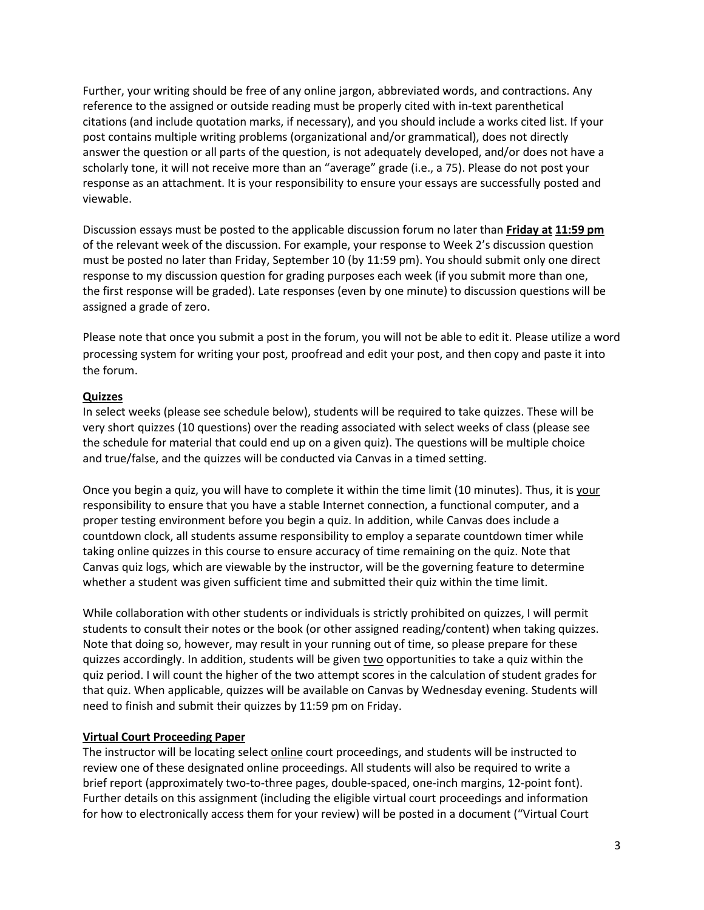Further, your writing should be free of any online jargon, abbreviated words, and contractions. Any reference to the assigned or outside reading must be properly cited with in-text parenthetical citations (and include quotation marks, if necessary), and you should include a works cited list. If your post contains multiple writing problems (organizational and/or grammatical), does not directly answer the question or all parts of the question, is not adequately developed, and/or does not have a scholarly tone, it will not receive more than an "average" grade (i.e., a 75). Please do not post your response as an attachment. It is your responsibility to ensure your essays are successfully posted and viewable.

Discussion essays must be posted to the applicable discussion forum no later than **Friday at 11:59 pm** of the relevant week of the discussion. For example, your response to Week 2's discussion question must be posted no later than Friday, September 10 (by 11:59 pm). You should submit only one direct response to my discussion question for grading purposes each week (if you submit more than one, the first response will be graded). Late responses (even by one minute) to discussion questions will be assigned a grade of zero.

Please note that once you submit a post in the forum, you will not be able to edit it. Please utilize a word processing system for writing your post, proofread and edit your post, and then copy and paste it into the forum.

**Quizzes**

In select weeks (please see schedule below), students will be required to take quizzes. These will be very short quizzes (10 questions) over the reading associated with select weeks of class (please see the schedule for material that could end up on a given quiz). The questions will be multiple choice and true/false, and the quizzes will be conducted via Canvas in a timed setting.

Once you begin a quiz, you will have to complete it within the time limit (10 minutes). Thus, it is your responsibility to ensure that you have a stable Internet connection, a functional computer, and a proper testing environment before you begin a quiz. In addition, while Canvas does include a countdown clock, all students assume responsibility to employ a separate countdown timer while taking online quizzes in this course to ensure accuracy of time remaining on the quiz. Note that Canvas quiz logs, which are viewable by the instructor, will be the governing feature to determine whether a student was given sufficient time and submitted their quiz within the time limit.

While collaboration with other students or individuals is strictly prohibited on quizzes, I will permit students to consult their notes or the book (or other assigned reading/content) when taking quizzes. Note that doing so, however, may result in your running out of time, so please prepare for these quizzes accordingly. In addition, students will be given two opportunities to take a quiz within the quiz period. I will count the higher of the two attempt scores in the calculation of student grades for that quiz. When applicable, quizzes will be available on Canvas by Wednesday evening. Students will need to finish and submit their quizzes by 11:59 pm on Friday.

**Virtual Court Proceeding Paper**

The instructor will be locating select online court proceedings, and students will be instructed to review one of these designated online proceedings. All students will also be required to write a brief report (approximately two-to-three pages, double-spaced, one-inch margins, 12-point font). Further details on this assignment (including the eligible virtual court proceedings and information for how to electronically access them for your review) will be posted in a document ("Virtual Court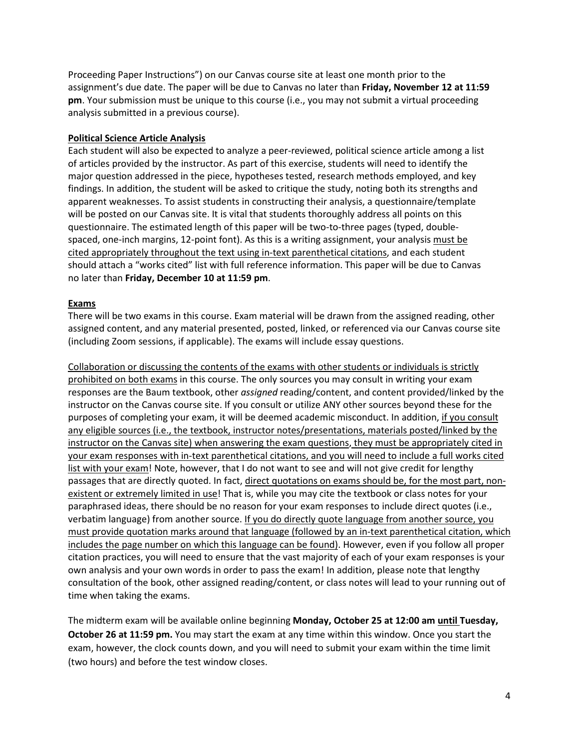Proceeding Paper Instructions") on our Canvas course site at least one month prior to the assignment's due date. The paper will be due to Canvas no later than **Friday, November 12 at 11:59 pm**. Your submission must be unique to this course (i.e., you may not submit a virtual proceeding analysis submitted in a previous course).

**Political Science Article Analysis**

Each student will also be expected to analyze a peer-reviewed, political science article among a list of articles provided by the instructor. As part of this exercise, students will need to identify the major question addressed in the piece, hypotheses tested, research methods employed, and key findings. In addition, the student will be asked to critique the study, noting both its strengths and apparent weaknesses. To assist students in constructing their analysis, a questionnaire/template will be posted on our Canvas site. It is vital that students thoroughly address all points on this questionnaire. The estimated length of this paper will be two-to-three pages (typed, double-spaced, one-inch margins, 12-point font). As this is a writing assignment, your analysis must be cited appropriately throughout the text using in-text parenthetical citations, and each student should attach a "works cited" list with full reference information. This paper will be due to Canvas no later than **Friday, December 10 at 11:59 pm**.

**Exams**

There will be two exams in this course. Exam material will be drawn from the assigned reading, other assigned content, and any material presented, posted, linked, or referenced via our Canvas course site (including Zoom sessions, if applicable). The exams will include essay questions.

Collaboration or discussing the contents of the exams with other students or individuals is strictly prohibited on both exams in this course. The only sources you may consult in writing your exam responses are the Baum textbook, other *assigned* reading/content, and content provided/linked by the instructor on the Canvas course site. If you consult or utilize ANY other sources beyond these for the purposes of completing your exam, it will be deemed academic misconduct. In addition, if you consult any eligible sources (i.e., the textbook, instructor notes/presentations, materials posted/linked by the instructor on the Canvas site) when answering the exam questions, they must be appropriately cited in your exam responses with in-text parenthetical citations, and you will need to include a full works cited list with your exam! Note, however, that I do not want to see and will not give credit for lengthy passages that are directly quoted. In fact, direct quotations on exams should be, for the most part, non-existent or extremely limited in use! That is, while you may cite the textbook or class notes for your paraphrased ideas, there should be no reason for your exam responses to include direct quotes (i.e., verbatim language) from another source. If you do directly quote language from another source, you must provide quotation marks around that language (followed by an in-text parenthetical citation, which includes the page number on which this language can be found). However, even if you follow all proper citation practices, you will need to ensure that the vast majority of each of your exam responses is your own analysis and your own words in order to pass the exam! In addition, please note that lengthy consultation of the book, other assigned reading/content, or class notes will lead to your running out of time when taking the exams.

The midterm exam will be available online beginning **Monday, October 25 at 12:00 am until Tuesday, October 26 at 11:59 pm.** You may start the exam at any time within this window. Once you start the exam, however, the clock counts down, and you will need to submit your exam within the time limit (two hours) and before the test window closes.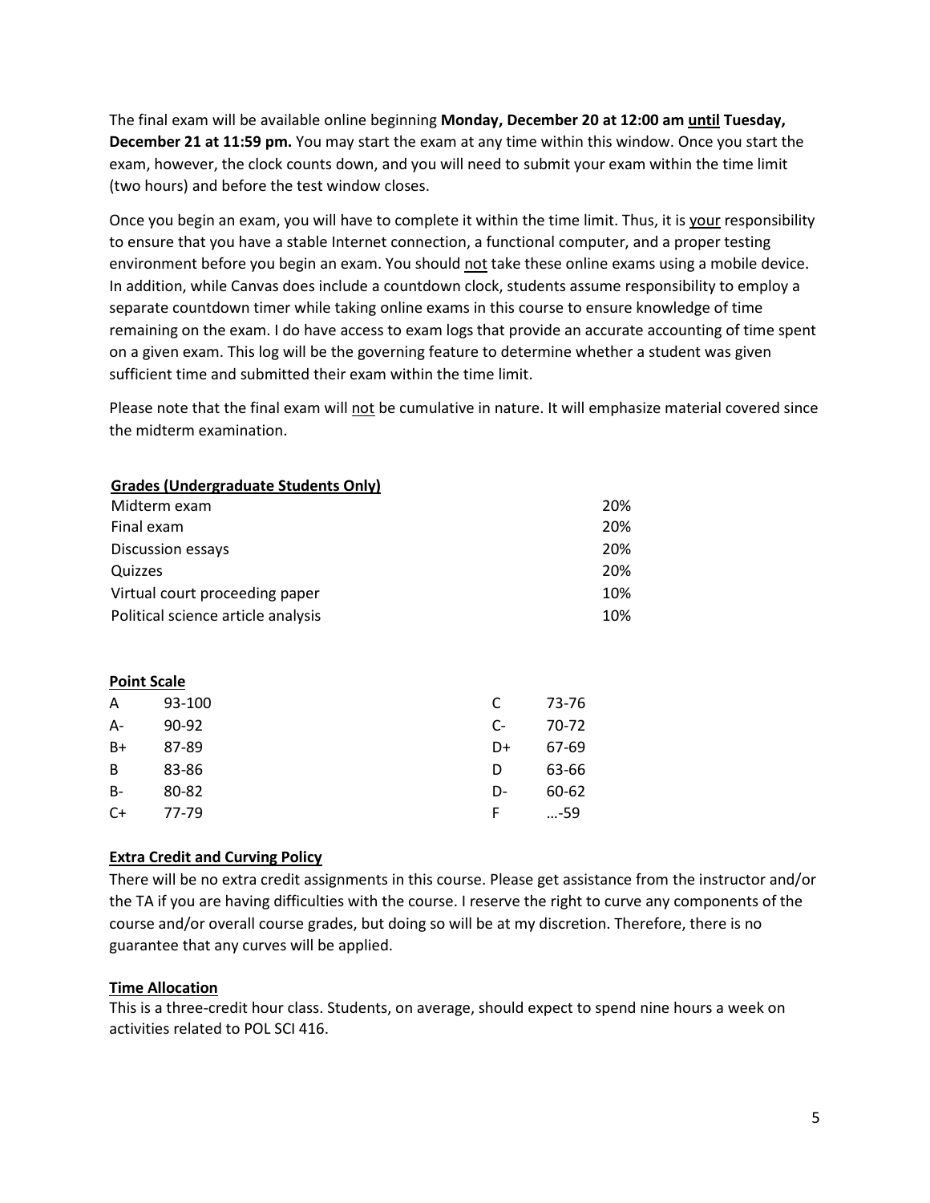The final exam will be available online beginning **Monday, December 20 at 12:00 am <u>until</u> Tuesday, December 21 at 11:59 pm.** You may start the exam at any time within this window. Once you start the exam, however, the clock counts down, and you will need to submit your exam within the time limit (two hours) and before the test window closes.

Once you begin an exam, you will have to complete it within the time limit. Thus, it is <u>your</u> responsibility to ensure that you have a stable Internet connection, a functional computer, and a proper testing environment before you begin an exam. You should <u>not</u> take these online exams using a mobile device. In addition, while Canvas does include a countdown clock, students assume responsibility to employ a separate countdown timer while taking online exams in this course to ensure knowledge of time remaining on the exam. I do have access to exam logs that provide an accurate accounting of time spent on a given exam. This log will be the governing feature to determine whether a student was given sufficient time and submitted their exam within the time limit.

Please note that the final exam will <u>not</u> be cumulative in nature. It will emphasize material covered since the midterm examination.

**<u>Grades (Undergraduate Students Only)</u>**

| Component | Weight |
| --- | --- |
| Midterm exam | 20% |
| Final exam | 20% |
| Discussion essays | 20% |
| Quizzes | 20% |
| Virtual court proceeding paper | 10% |
| Political science article analysis | 10% |

**<u>Point Scale</u>**

| Grade | Points | Grade | Points |
| --- | --- | --- | --- |
| A | 93-100 | C | 73-76 |
| A- | 90-92 | C- | 70-72 |
| B+ | 87-89 | D+ | 67-69 |
| B | 83-86 | D | 63-66 |
| B- | 80-82 | D- | 60-62 |
| C+ | 77-79 | F | …-59 |

**<u>Extra Credit and Curving Policy</u>**

There will be no extra credit assignments in this course. Please get assistance from the instructor and/or the TA if you are having difficulties with the course. I reserve the right to curve any components of the course and/or overall course grades, but doing so will be at my discretion. Therefore, there is no guarantee that any curves will be applied.

**<u>Time Allocation</u>**

This is a three-credit hour class. Students, on average, should expect to spend nine hours a week on activities related to POL SCI 416.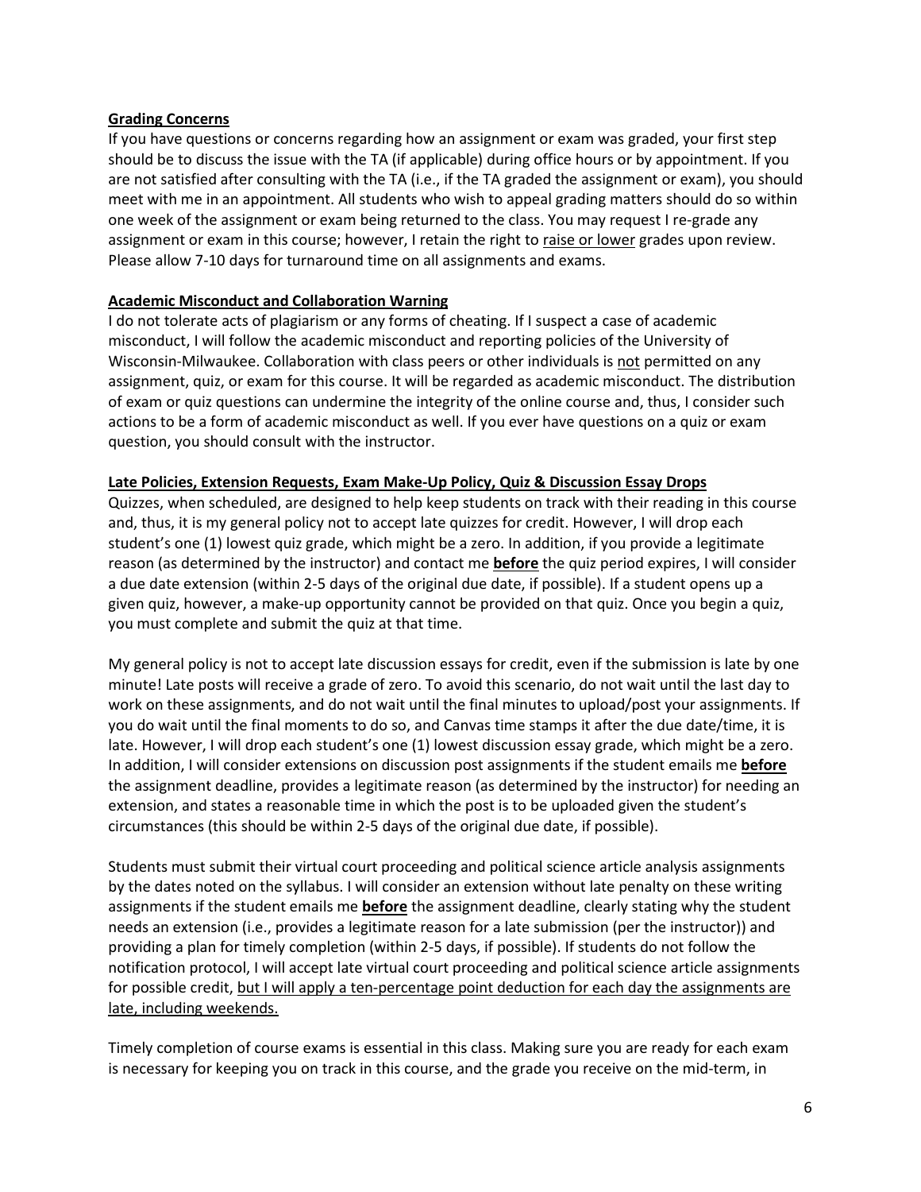**Grading Concerns**

If you have questions or concerns regarding how an assignment or exam was graded, your first step should be to discuss the issue with the TA (if applicable) during office hours or by appointment. If you are not satisfied after consulting with the TA (i.e., if the TA graded the assignment or exam), you should meet with me in an appointment. All students who wish to appeal grading matters should do so within one week of the assignment or exam being returned to the class. You may request I re-grade any assignment or exam in this course; however, I retain the right to raise or lower grades upon review. Please allow 7-10 days for turnaround time on all assignments and exams.

**Academic Misconduct and Collaboration Warning**

I do not tolerate acts of plagiarism or any forms of cheating. If I suspect a case of academic misconduct, I will follow the academic misconduct and reporting policies of the University of Wisconsin-Milwaukee. Collaboration with class peers or other individuals is not permitted on any assignment, quiz, or exam for this course. It will be regarded as academic misconduct. The distribution of exam or quiz questions can undermine the integrity of the online course and, thus, I consider such actions to be a form of academic misconduct as well. If you ever have questions on a quiz or exam question, you should consult with the instructor.

**Late Policies, Extension Requests, Exam Make-Up Policy, Quiz & Discussion Essay Drops**

Quizzes, when scheduled, are designed to help keep students on track with their reading in this course and, thus, it is my general policy not to accept late quizzes for credit. However, I will drop each student's one (1) lowest quiz grade, which might be a zero. In addition, if you provide a legitimate reason (as determined by the instructor) and contact me **before** the quiz period expires, I will consider a due date extension (within 2-5 days of the original due date, if possible). If a student opens up a given quiz, however, a make-up opportunity cannot be provided on that quiz. Once you begin a quiz, you must complete and submit the quiz at that time.

My general policy is not to accept late discussion essays for credit, even if the submission is late by one minute! Late posts will receive a grade of zero. To avoid this scenario, do not wait until the last day to work on these assignments, and do not wait until the final minutes to upload/post your assignments. If you do wait until the final moments to do so, and Canvas time stamps it after the due date/time, it is late. However, I will drop each student's one (1) lowest discussion essay grade, which might be a zero. In addition, I will consider extensions on discussion post assignments if the student emails me **before** the assignment deadline, provides a legitimate reason (as determined by the instructor) for needing an extension, and states a reasonable time in which the post is to be uploaded given the student's circumstances (this should be within 2-5 days of the original due date, if possible).

Students must submit their virtual court proceeding and political science article analysis assignments by the dates noted on the syllabus. I will consider an extension without late penalty on these writing assignments if the student emails me **before** the assignment deadline, clearly stating why the student needs an extension (i.e., provides a legitimate reason for a late submission (per the instructor)) and providing a plan for timely completion (within 2-5 days, if possible). If students do not follow the notification protocol, I will accept late virtual court proceeding and political science article assignments for possible credit, but I will apply a ten-percentage point deduction for each day the assignments are late, including weekends.

Timely completion of course exams is essential in this class. Making sure you are ready for each exam is necessary for keeping you on track in this course, and the grade you receive on the mid-term, in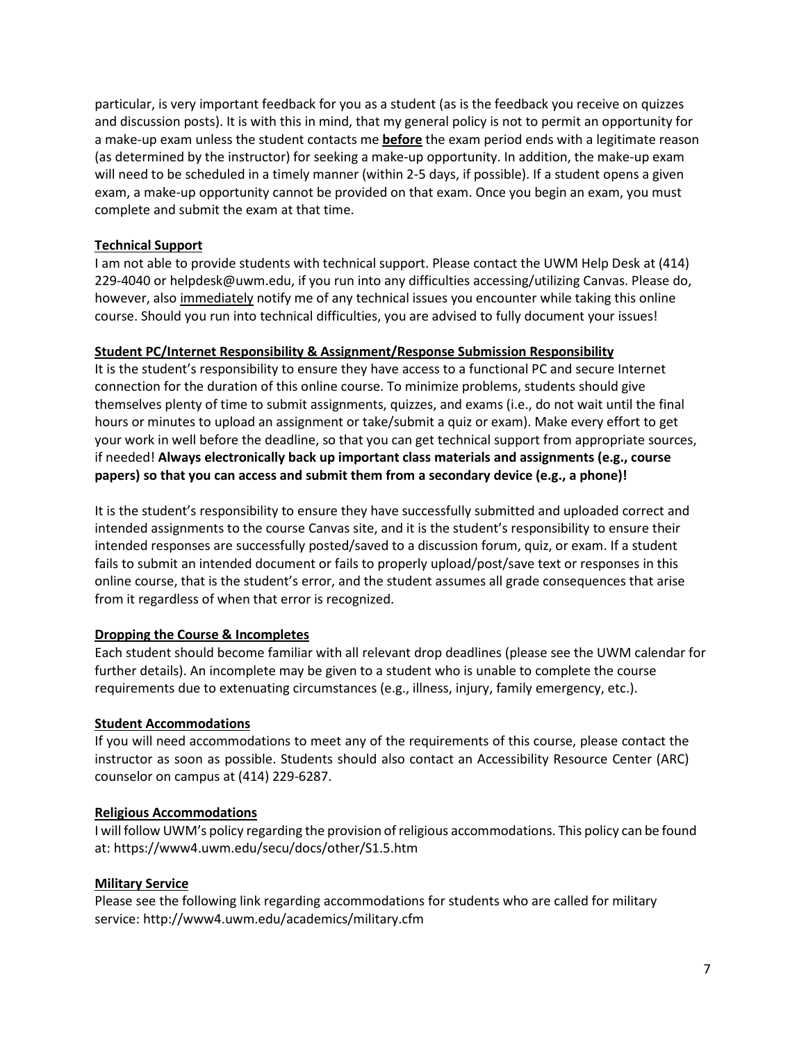particular, is very important feedback for you as a student (as is the feedback you receive on quizzes and discussion posts). It is with this in mind, that my general policy is not to permit an opportunity for a make-up exam unless the student contacts me **<u>before</u>** the exam period ends with a legitimate reason (as determined by the instructor) for seeking a make-up opportunity. In addition, the make-up exam will need to be scheduled in a timely manner (within 2-5 days, if possible). If a student opens a given exam, a make-up opportunity cannot be provided on that exam. Once you begin an exam, you must complete and submit the exam at that time.

**<u>Technical Support</u>**

I am not able to provide students with technical support. Please contact the UWM Help Desk at (414) 229-4040 or helpdesk@uwm.edu, if you run into any difficulties accessing/utilizing Canvas. Please do, however, also <u>immediately</u> notify me of any technical issues you encounter while taking this online course. Should you run into technical difficulties, you are advised to fully document your issues!

**<u>Student PC/Internet Responsibility & Assignment/Response Submission Responsibility</u>**

It is the student's responsibility to ensure they have access to a functional PC and secure Internet connection for the duration of this online course. To minimize problems, students should give themselves plenty of time to submit assignments, quizzes, and exams (i.e., do not wait until the final hours or minutes to upload an assignment or take/submit a quiz or exam). Make every effort to get your work in well before the deadline, so that you can get technical support from appropriate sources, if needed! **Always electronically back up important class materials and assignments (e.g., course papers) so that you can access and submit them from a secondary device (e.g., a phone)!**

It is the student's responsibility to ensure they have successfully submitted and uploaded correct and intended assignments to the course Canvas site, and it is the student's responsibility to ensure their intended responses are successfully posted/saved to a discussion forum, quiz, or exam. If a student fails to submit an intended document or fails to properly upload/post/save text or responses in this online course, that is the student's error, and the student assumes all grade consequences that arise from it regardless of when that error is recognized.

**<u>Dropping the Course & Incompletes</u>**

Each student should become familiar with all relevant drop deadlines (please see the UWM calendar for further details). An incomplete may be given to a student who is unable to complete the course requirements due to extenuating circumstances (e.g., illness, injury, family emergency, etc.).

**<u>Student Accommodations</u>**

If you will need accommodations to meet any of the requirements of this course, please contact the instructor as soon as possible. Students should also contact an Accessibility Resource Center (ARC) counselor on campus at (414) 229-6287.

**<u>Religious Accommodations</u>**

I will follow UWM's policy regarding the provision of religious accommodations. This policy can be found at: https://www4.uwm.edu/secu/docs/other/S1.5.htm

**<u>Military Service</u>**

Please see the following link regarding accommodations for students who are called for military service: http://www4.uwm.edu/academics/military.cfm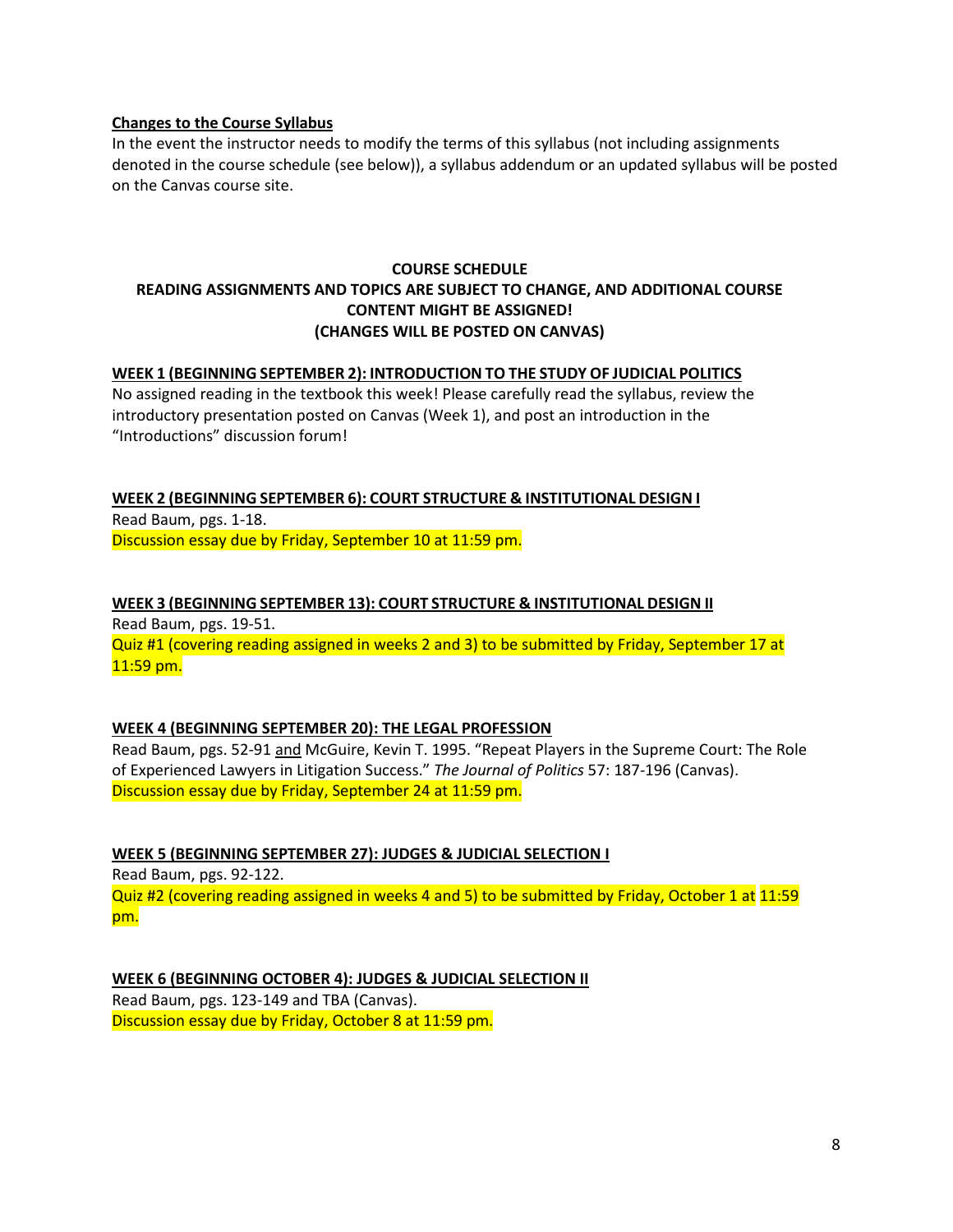**Changes to the Course Syllabus**

In the event the instructor needs to modify the terms of this syllabus (not including assignments denoted in the course schedule (see below)), a syllabus addendum or an updated syllabus will be posted on the Canvas course site.

## COURSE SCHEDULE

**READING ASSIGNMENTS AND TOPICS ARE SUBJECT TO CHANGE, AND ADDITIONAL COURSE CONTENT MIGHT BE ASSIGNED!**
**(CHANGES WILL BE POSTED ON CANVAS)**

### WEEK 1 (BEGINNING SEPTEMBER 2): INTRODUCTION TO THE STUDY OF JUDICIAL POLITICS

No assigned reading in the textbook this week! Please carefully read the syllabus, review the introductory presentation posted on Canvas (Week 1), and post an introduction in the "Introductions" discussion forum!

### WEEK 2 (BEGINNING SEPTEMBER 6): COURT STRUCTURE & INSTITUTIONAL DESIGN I

Read Baum, pgs. 1-18.
Discussion essay due by Friday, September 10 at 11:59 pm.

### WEEK 3 (BEGINNING SEPTEMBER 13): COURT STRUCTURE & INSTITUTIONAL DESIGN II

Read Baum, pgs. 19-51.
Quiz #1 (covering reading assigned in weeks 2 and 3) to be submitted by Friday, September 17 at 11:59 pm.

### WEEK 4 (BEGINNING SEPTEMBER 20): THE LEGAL PROFESSION

Read Baum, pgs. 52-91 and McGuire, Kevin T. 1995. "Repeat Players in the Supreme Court: The Role of Experienced Lawyers in Litigation Success." *The Journal of Politics* 57: 187-196 (Canvas).
Discussion essay due by Friday, September 24 at 11:59 pm.

### WEEK 5 (BEGINNING SEPTEMBER 27): JUDGES & JUDICIAL SELECTION I

Read Baum, pgs. 92-122.
Quiz #2 (covering reading assigned in weeks 4 and 5) to be submitted by Friday, October 1 at 11:59 pm.

### WEEK 6 (BEGINNING OCTOBER 4): JUDGES & JUDICIAL SELECTION II

Read Baum, pgs. 123-149 and TBA (Canvas).
Discussion essay due by Friday, October 8 at 11:59 pm.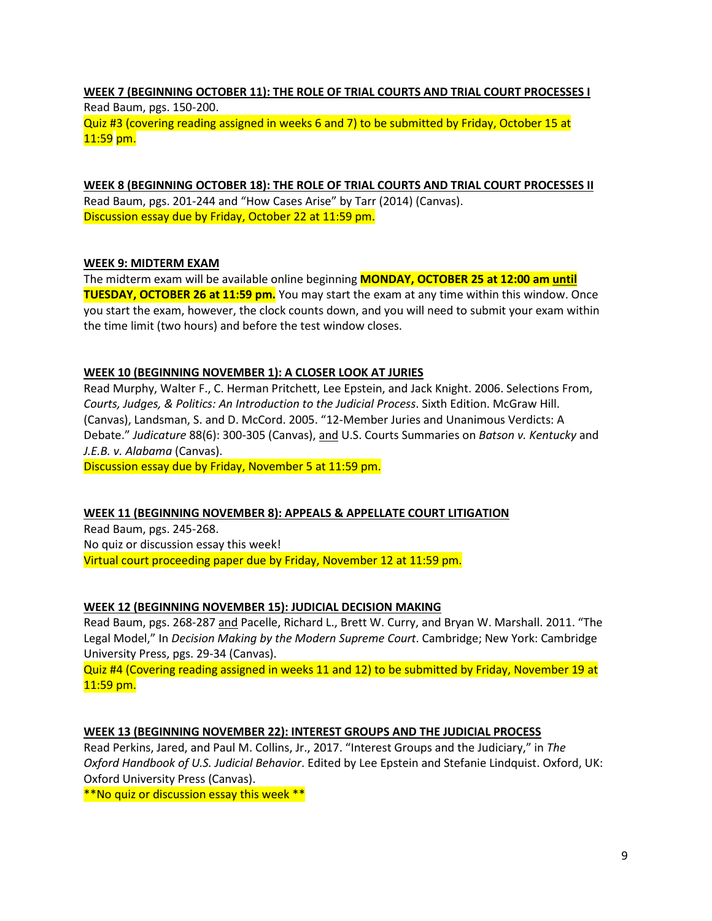**WEEK 7 (BEGINNING OCTOBER 11): THE ROLE OF TRIAL COURTS AND TRIAL COURT PROCESSES I**

Read Baum, pgs. 150-200.

Quiz #3 (covering reading assigned in weeks 6 and 7) to be submitted by Friday, October 15 at 11:59 pm.

**WEEK 8 (BEGINNING OCTOBER 18): THE ROLE OF TRIAL COURTS AND TRIAL COURT PROCESSES II**

Read Baum, pgs. 201-244 and "How Cases Arise" by Tarr (2014) (Canvas).

Discussion essay due by Friday, October 22 at 11:59 pm.

**WEEK 9: MIDTERM EXAM**

The midterm exam will be available online beginning **MONDAY, OCTOBER 25 at 12:00 am until TUESDAY, OCTOBER 26 at 11:59 pm.** You may start the exam at any time within this window. Once you start the exam, however, the clock counts down, and you will need to submit your exam within the time limit (two hours) and before the test window closes.

**WEEK 10 (BEGINNING NOVEMBER 1): A CLOSER LOOK AT JURIES**

Read Murphy, Walter F., C. Herman Pritchett, Lee Epstein, and Jack Knight. 2006. Selections From, *Courts, Judges, & Politics: An Introduction to the Judicial Process*. Sixth Edition. McGraw Hill. (Canvas), Landsman, S. and D. McCord. 2005. "12-Member Juries and Unanimous Verdicts: A Debate." *Judicature* 88(6): 300-305 (Canvas), and U.S. Courts Summaries on *Batson v. Kentucky* and *J.E.B. v. Alabama* (Canvas).

Discussion essay due by Friday, November 5 at 11:59 pm.

**WEEK 11 (BEGINNING NOVEMBER 8): APPEALS & APPELLATE COURT LITIGATION**

Read Baum, pgs. 245-268.

No quiz or discussion essay this week!

Virtual court proceeding paper due by Friday, November 12 at 11:59 pm.

**WEEK 12 (BEGINNING NOVEMBER 15): JUDICIAL DECISION MAKING**

Read Baum, pgs. 268-287 and Pacelle, Richard L., Brett W. Curry, and Bryan W. Marshall. 2011. "The Legal Model," In *Decision Making by the Modern Supreme Court*. Cambridge; New York: Cambridge University Press, pgs. 29-34 (Canvas).

Quiz #4 (Covering reading assigned in weeks 11 and 12) to be submitted by Friday, November 19 at 11:59 pm.

**WEEK 13 (BEGINNING NOVEMBER 22): INTEREST GROUPS AND THE JUDICIAL PROCESS**

Read Perkins, Jared, and Paul M. Collins, Jr., 2017. "Interest Groups and the Judiciary," in *The Oxford Handbook of U.S. Judicial Behavior*. Edited by Lee Epstein and Stefanie Lindquist. Oxford, UK: Oxford University Press (Canvas).

**No quiz or discussion essay this week **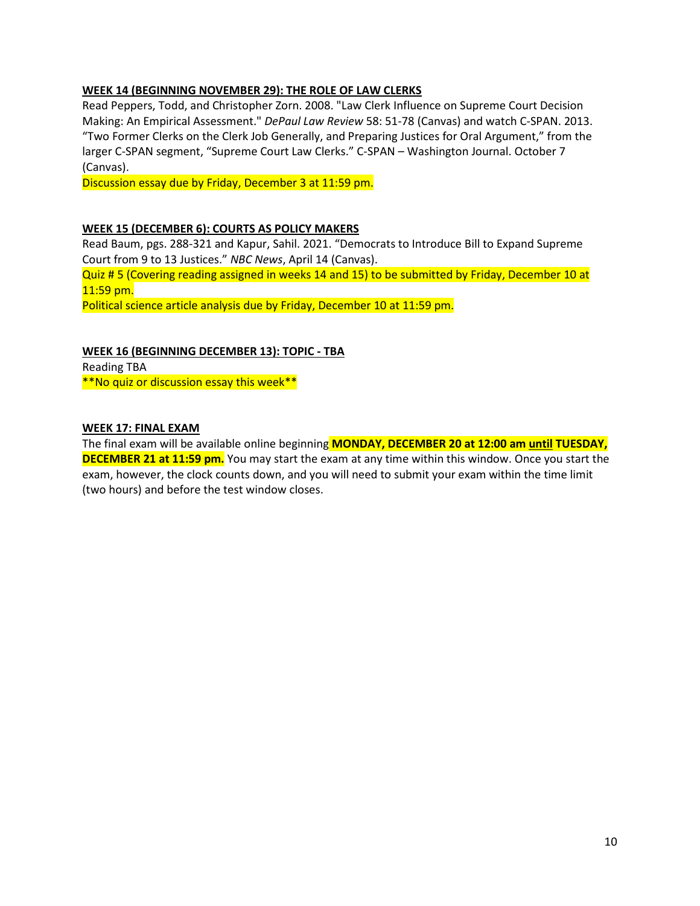**WEEK 14 (BEGINNING NOVEMBER 29): THE ROLE OF LAW CLERKS**

Read Peppers, Todd, and Christopher Zorn. 2008. "Law Clerk Influence on Supreme Court Decision Making: An Empirical Assessment." *DePaul Law Review* 58: 51-78 (Canvas) and watch C-SPAN. 2013. "Two Former Clerks on the Clerk Job Generally, and Preparing Justices for Oral Argument," from the larger C-SPAN segment, "Supreme Court Law Clerks." C-SPAN – Washington Journal. October 7 (Canvas).

Discussion essay due by Friday, December 3 at 11:59 pm.

**WEEK 15 (DECEMBER 6): COURTS AS POLICY MAKERS**

Read Baum, pgs. 288-321 and Kapur, Sahil. 2021. "Democrats to Introduce Bill to Expand Supreme Court from 9 to 13 Justices." *NBC News*, April 14 (Canvas).

Quiz # 5 (Covering reading assigned in weeks 14 and 15) to be submitted by Friday, December 10 at 11:59 pm.

Political science article analysis due by Friday, December 10 at 11:59 pm.

**WEEK 16 (BEGINNING DECEMBER 13): TOPIC - TBA**

Reading TBA

**No quiz or discussion essay this week**

**WEEK 17: FINAL EXAM**

The final exam will be available online beginning **MONDAY, DECEMBER 20 at 12:00 am until TUESDAY, DECEMBER 21 at 11:59 pm.** You may start the exam at any time within this window. Once you start the exam, however, the clock counts down, and you will need to submit your exam within the time limit (two hours) and before the test window closes.